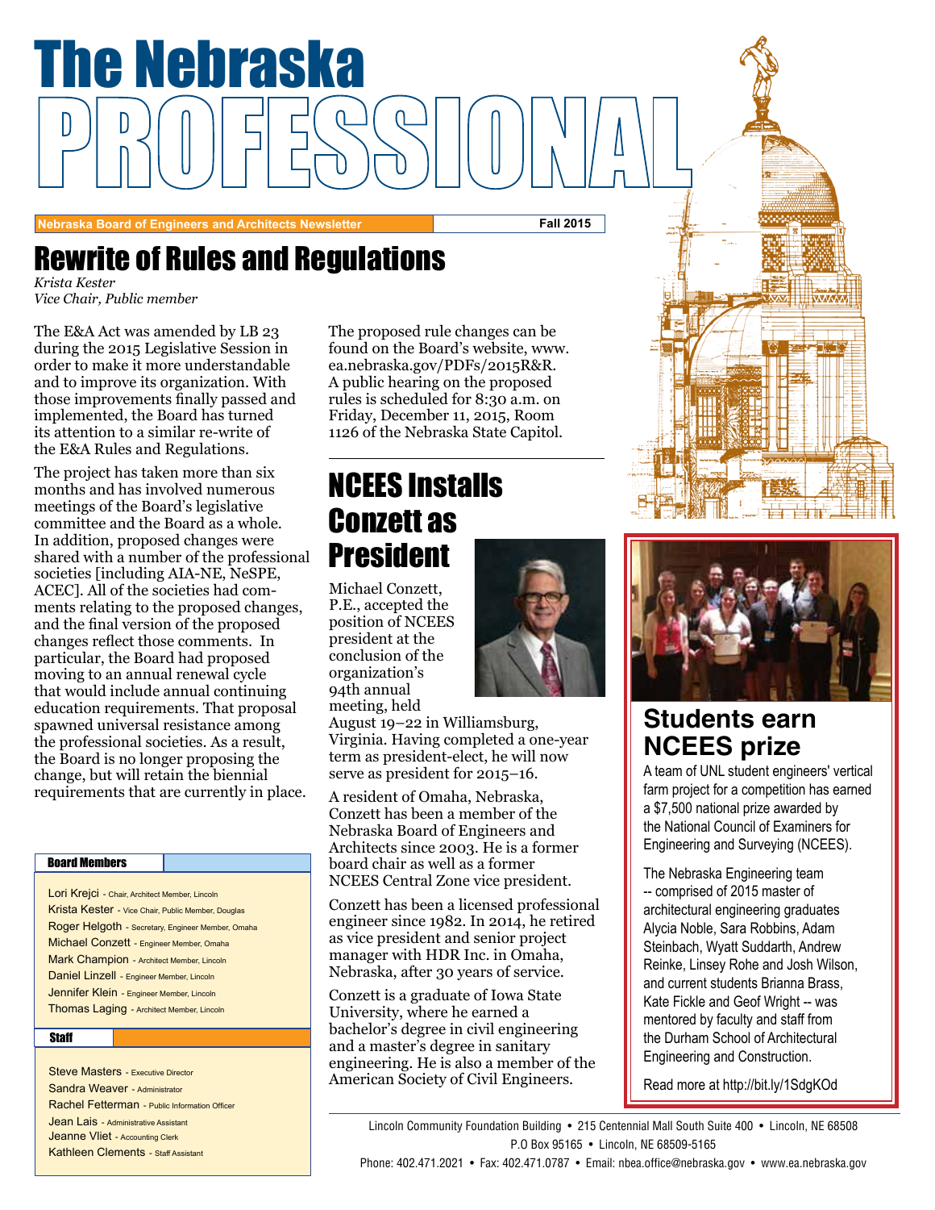# The Nebraska PROFESSIONAL

Nebraska Board of Engineers and Architects Newsletter — Fall 2015

## Rewrite of Rules and Regulations

*Krista Kester*
*Vice Chair, Public member*

The E&A Act was amended by LB 23 during the 2015 Legislative Session in order to make it more understandable and to improve its organization. With those improvements finally passed and implemented, the Board has turned its attention to a similar re-write of the E&A Rules and Regulations.

The project has taken more than six months and has involved numerous meetings of the Board's legislative committee and the Board as a whole. In addition, proposed changes were shared with a number of the professional societies [including AIA-NE, NeSPE, ACEC]. All of the societies had comments relating to the proposed changes, and the final version of the proposed changes reflect those comments. In particular, the Board had proposed moving to an annual renewal cycle that would include annual continuing education requirements. That proposal spawned universal resistance among the professional societies. As a result, the Board is no longer proposing the change, but will retain the biennial requirements that are currently in place.

The proposed rule changes can be found on the Board's website, www.ea.nebraska.gov/PDFs/2015R&R. A public hearing on the proposed rules is scheduled for 8:30 a.m. on Friday, December 11, 2015, Room 1126 of the Nebraska State Capitol.

### Board Members

- Lori Krejci - Chair, Architect Member, Lincoln
- Krista Kester - Vice Chair, Public Member, Douglas
- Roger Helgoth - Secretary, Engineer Member, Omaha
- Michael Conzett - Engineer Member, Omaha
- Mark Champion - Architect Member, Lincoln
- Daniel Linzell - Engineer Member, Lincoln
- Jennifer Klein - Engineer Member, Lincoln
- Thomas Laging - Architect Member, Lincoln

### Staff

- Steve Masters - Executive Director
- Sandra Weaver - Administrator
- Rachel Fetterman - Public Information Officer
- Jean Lais - Administrative Assistant
- Jeanne Vliet - Accounting Clerk
- Kathleen Clements - Staff Assistant

## NCEES Installs Conzett as President

Michael Conzett, P.E., accepted the position of NCEES president at the conclusion of the organization's 94th annual meeting, held August 19–22 in Williamsburg, Virginia. Having completed a one-year term as president-elect, he will now serve as president for 2015–16.

A resident of Omaha, Nebraska, Conzett has been a member of the Nebraska Board of Engineers and Architects since 2003. He is a former board chair as well as a former NCEES Central Zone vice president.

Conzett has been a licensed professional engineer since 1982. In 2014, he retired as vice president and senior project manager with HDR Inc. in Omaha, Nebraska, after 30 years of service.

Conzett is a graduate of Iowa State University, where he earned a bachelor's degree in civil engineering and a master's degree in sanitary engineering. He is also a member of the American Society of Civil Engineers.

## Students earn NCEES prize

A team of UNL student engineers' vertical farm project for a competition has earned a $7,500 national prize awarded by the National Council of Examiners for Engineering and Surveying (NCEES).

The Nebraska Engineering team -- comprised of 2015 master of architectural engineering graduates Alycia Noble, Sara Robbins, Adam Steinbach, Wyatt Suddarth, Andrew Reinke, Linsey Rohe and Josh Wilson, and current students Brianna Brass, Kate Fickle and Geof Wright -- was mentored by faculty and staff from the Durham School of Architectural Engineering and Construction.

Read more at http://bit.ly/1SdgKOd

Lincoln Community Foundation Building • 215 Centennial Mall South Suite 400 • Lincoln, NE 68508
P.O Box 95165 • Lincoln, NE 68509-5165
Phone: 402.471.2021 • Fax: 402.471.0787 • Email: nbea.office@nebraska.gov • www.ea.nebraska.gov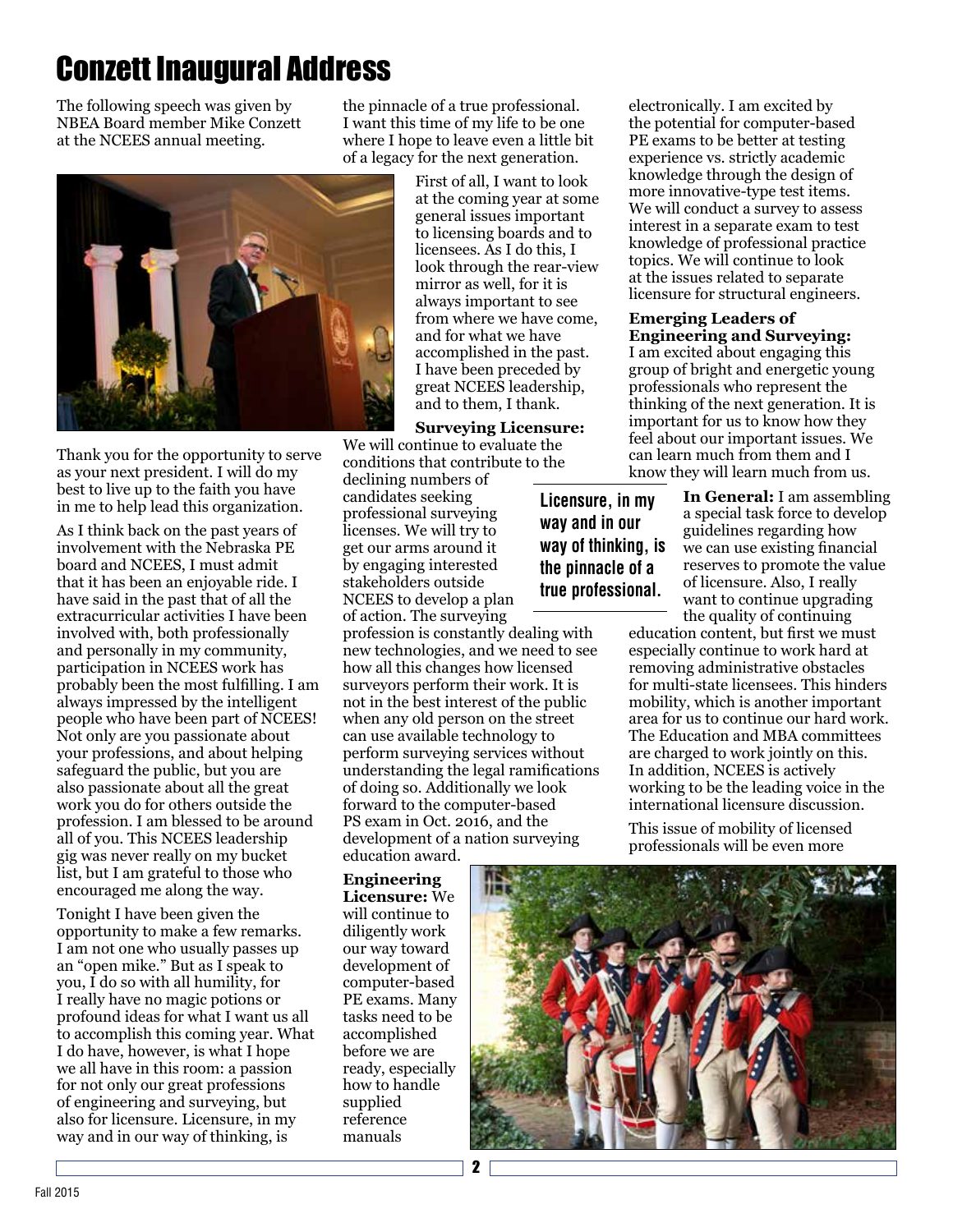# Conzett Inaugural Address

The following speech was given by NBEA Board member Mike Conzett at the NCEES annual meeting.

Thank you for the opportunity to serve as your next president. I will do my best to live up to the faith you have in me to help lead this organization.

As I think back on the past years of involvement with the Nebraska PE board and NCEES, I must admit that it has been an enjoyable ride. I have said in the past that of all the extracurricular activities I have been involved with, both professionally and personally in my community, participation in NCEES work has probably been the most fulfilling. I am always impressed by the intelligent people who have been part of NCEES! Not only are you passionate about your professions, and about helping safeguard the public, but you are also passionate about all the great work you do for others outside the profession. I am blessed to be around all of you. This NCEES leadership gig was never really on my bucket list, but I am grateful to those who encouraged me along the way.

Tonight I have been given the opportunity to make a few remarks. I am not one who usually passes up an "open mike." But as I speak to you, I do so with all humility, for I really have no magic potions or profound ideas for what I want us all to accomplish this coming year. What I do have, however, is what I hope we all have in this room: a passion for not only our great professions of engineering and surveying, but also for licensure. Licensure, in my way and in our way of thinking, is the pinnacle of a true professional. I want this time of my life to be one where I hope to leave even a little bit of a legacy for the next generation.

First of all, I want to look at the coming year at some general issues important to licensing boards and to licensees. As I do this, I look through the rear-view mirror as well, for it is always important to see from where we have come, and for what we have accomplished in the past. I have been preceded by great NCEES leadership, and to them, I thank.

**Surveying Licensure:** We will continue to evaluate the conditions that contribute to the declining numbers of candidates seeking professional surveying licenses. We will try to get our arms around it by engaging interested stakeholders outside NCEES to develop a plan of action. The surveying profession is constantly dealing with new technologies, and we need to see how all this changes how licensed surveyors perform their work. It is not in the best interest of the public when any old person on the street can use available technology to perform surveying services without understanding the legal ramifications of doing so. Additionally we look forward to the computer-based PS exam in Oct. 2016, and the development of a nation surveying education award.

> Licensure, in my way and in our way of thinking, is the pinnacle of a true professional.

**Engineering Licensure:** We will continue to diligently work our way toward development of computer-based PE exams. Many tasks need to be accomplished before we are ready, especially how to handle supplied reference manuals electronically. I am excited by the potential for computer-based PE exams to be better at testing experience vs. strictly academic knowledge through the design of more innovative-type test items. We will conduct a survey to assess interest in a separate exam to test knowledge of professional practice topics. We will continue to look at the issues related to separate licensure for structural engineers.

**Emerging Leaders of Engineering and Surveying:** I am excited about engaging this group of bright and energetic young professionals who represent the thinking of the next generation. It is important for us to know how they feel about our important issues. We can learn much from them and I know they will learn much from us.

**In General:** I am assembling a special task force to develop guidelines regarding how we can use existing financial reserves to promote the value of licensure. Also, I really want to continue upgrading the quality of continuing education content, but first we must especially continue to work hard at removing administrative obstacles for multi-state licensees. This hinders mobility, which is another important area for us to continue our hard work. The Education and MBA committees are charged to work jointly on this. In addition, NCEES is actively working to be the leading voice in the international licensure discussion.

This issue of mobility of licensed professionals will be even more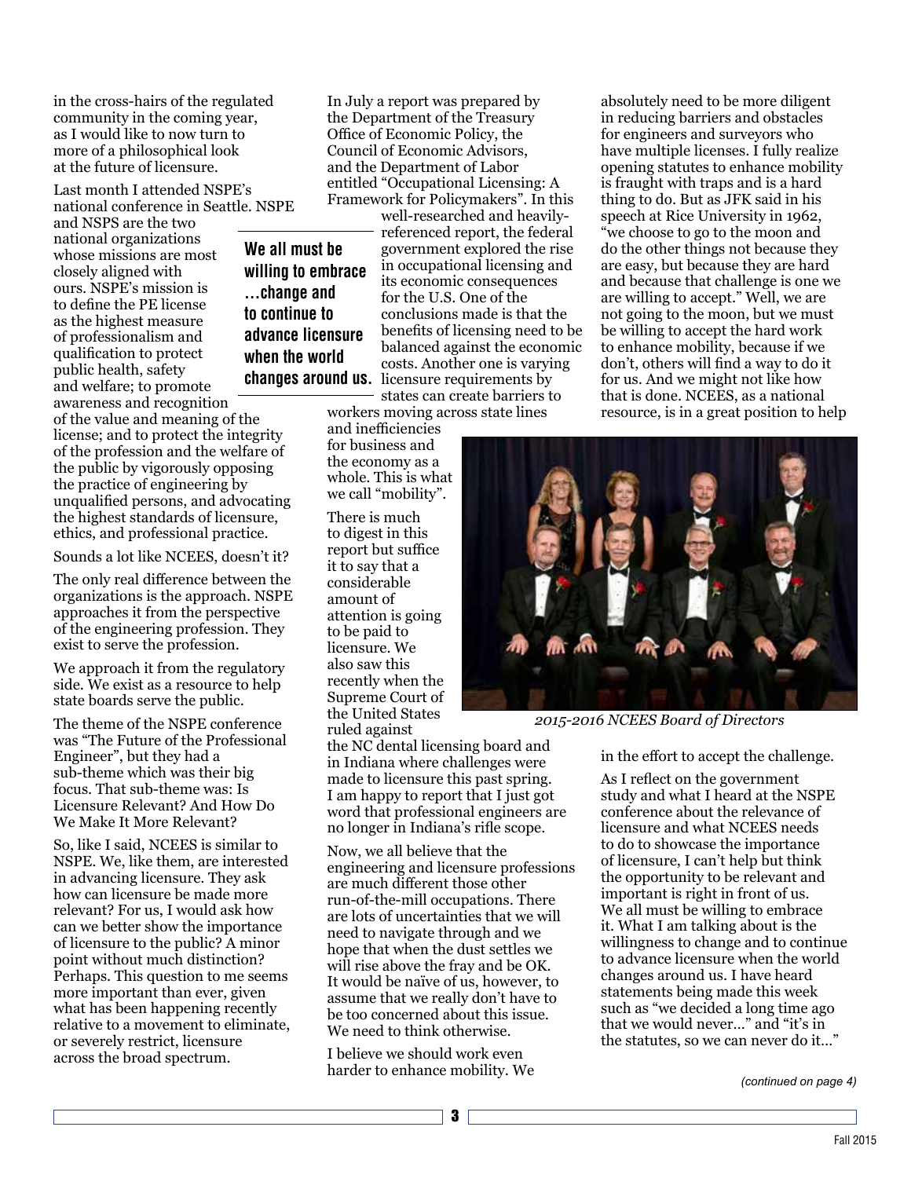in the cross-hairs of the regulated community in the coming year, as I would like to now turn to more of a philosophical look at the future of licensure.

Last month I attended NSPE's national conference in Seattle. NSPE and NSPS are the two national organizations whose missions are most closely aligned with ours. NSPE's mission is to define the PE license as the highest measure of professionalism and qualification to protect public health, safety and welfare; to promote awareness and recognition of the value and meaning of the license; and to protect the integrity of the profession and the welfare of the public by vigorously opposing the practice of engineering by unqualified persons, and advocating the highest standards of licensure, ethics, and professional practice.

Sounds a lot like NCEES, doesn't it?

The only real difference between the organizations is the approach. NSPE approaches it from the perspective of the engineering profession. They exist to serve the profession.

We approach it from the regulatory side. We exist as a resource to help state boards serve the public.

The theme of the NSPE conference was "The Future of the Professional Engineer", but they had a sub-theme which was their big focus. That sub-theme was: Is Licensure Relevant? And How Do We Make It More Relevant?

So, like I said, NCEES is similar to NSPE. We, like them, are interested in advancing licensure. They ask how can licensure be made more relevant? For us, I would ask how can we better show the importance of licensure to the public? A minor point without much distinction? Perhaps. This question to me seems more important than ever, given what has been happening recently relative to a movement to eliminate, or severely restrict, licensure across the broad spectrum.

**We all must be willing to embrace ...change and to continue to advance licensure when the world changes around us.**

In July a report was prepared by the Department of the Treasury Office of Economic Policy, the Council of Economic Advisors, and the Department of Labor entitled "Occupational Licensing: A Framework for Policymakers". In this well-researched and heavily-referenced report, the federal government explored the rise in occupational licensing and its economic consequences for the U.S. One of the conclusions made is that the benefits of licensing need to be balanced against the economic costs. Another one is varying licensure requirements by states can create barriers to workers moving across state lines and inefficiencies for business and the economy as a whole. This is what we call "mobility".

There is much to digest in this report but suffice it to say that a considerable amount of attention is going to be paid to licensure. We also saw this recently when the Supreme Court of the United States ruled against the NC dental licensing board and in Indiana where challenges were made to licensure this past spring. I am happy to report that I just got word that professional engineers are no longer in Indiana's rifle scope.

Now, we all believe that the engineering and licensure professions are much different those other run-of-the-mill occupations. There are lots of uncertainties that we will need to navigate through and we hope that when the dust settles we will rise above the fray and be OK. It would be naïve of us, however, to assume that we really don't have to be too concerned about this issue. We need to think otherwise.

I believe we should work even harder to enhance mobility. We absolutely need to be more diligent in reducing barriers and obstacles for engineers and surveyors who have multiple licenses. I fully realize opening statutes to enhance mobility is fraught with traps and is a hard thing to do. But as JFK said in his speech at Rice University in 1962, "we choose to go to the moon and do the other things not because they are easy, but because they are hard and because that challenge is one we are willing to accept." Well, we are not going to the moon, but we must be willing to accept the hard work to enhance mobility, because if we don't, others will find a way to do it for us. And we might not like how that is done. NCEES, as a national resource, is in a great position to help in the effort to accept the challenge.

*2015-2016 NCEES Board of Directors*

As I reflect on the government study and what I heard at the NSPE conference about the relevance of licensure and what NCEES needs to do to showcase the importance of licensure, I can't help but think the opportunity to be relevant and important is right in front of us. We all must be willing to embrace it. What I am talking about is the willingness to change and to continue to advance licensure when the world changes around us. I have heard statements being made this week such as "we decided a long time ago that we would never..." and "it's in the statutes, so we can never do it..."

*(continued on page 4)*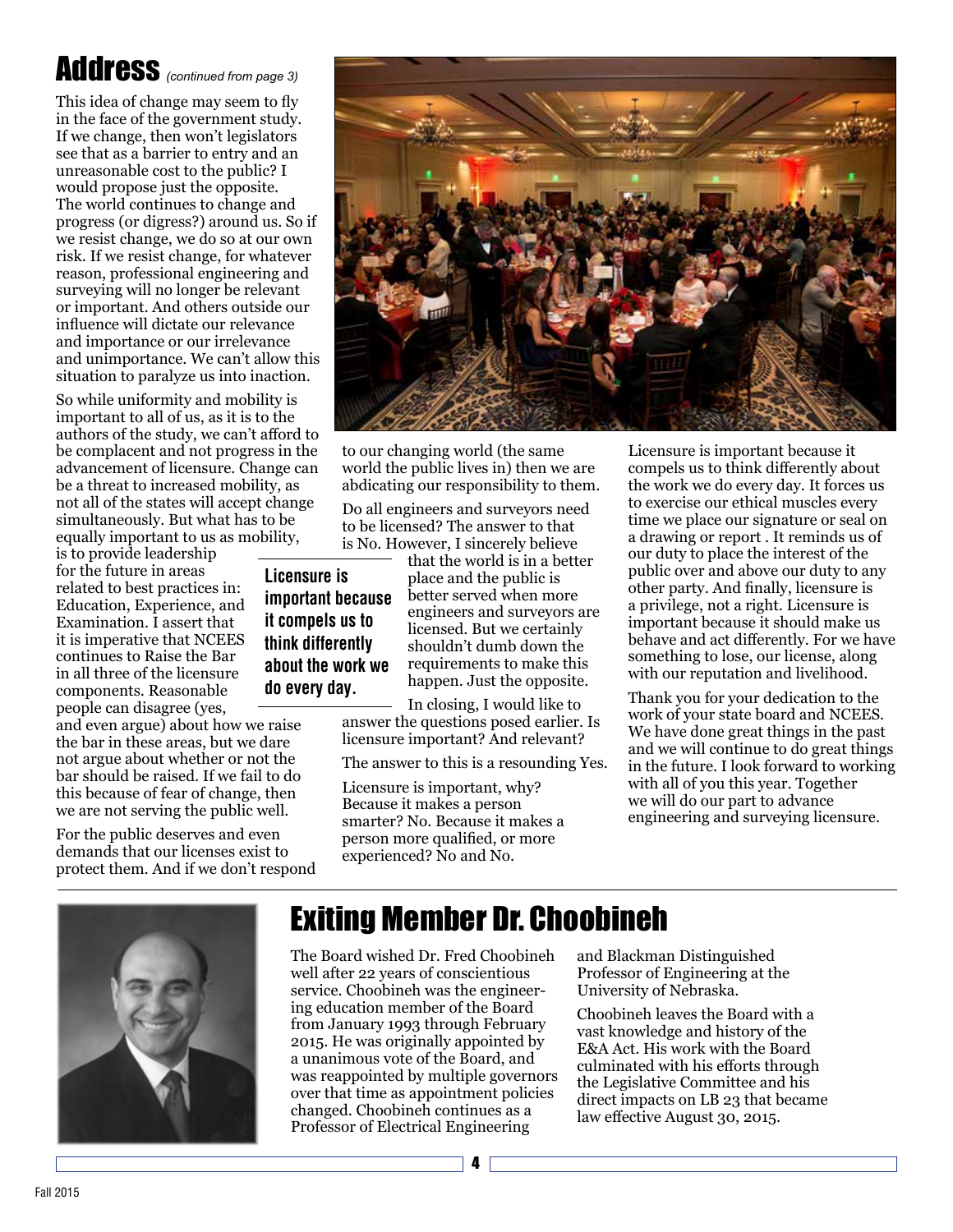# Address *(continued from page 3)*

This idea of change may seem to fly in the face of the government study. If we change, then won't legislators see that as a barrier to entry and an unreasonable cost to the public? I would propose just the opposite. The world continues to change and progress (or digress?) around us. So if we resist change, we do so at our own risk. If we resist change, for whatever reason, professional engineering and surveying will no longer be relevant or important. And others outside our influence will dictate our relevance and importance or our irrelevance and unimportance. We can't allow this situation to paralyze us into inaction.

So while uniformity and mobility is important to all of us, as it is to the authors of the study, we can't afford to be complacent and not progress in the advancement of licensure. Change can be a threat to increased mobility, as not all of the states will accept change simultaneously. But what has to be equally important to us as mobility, is to provide leadership for the future in areas related to best practices in: Education, Experience, and Examination. I assert that it is imperative that NCEES continues to Raise the Bar in all three of the licensure components. Reasonable people can disagree (yes, and even argue) about how we raise the bar in these areas, but we dare not argue about whether or not the bar should be raised. If we fail to do this because of fear of change, then we are not serving the public well.

For the public deserves and even demands that our licenses exist to protect them. And if we don't respond to our changing world (the same world the public lives in) then we are abdicating our responsibility to them.

Do all engineers and surveyors need to be licensed? The answer to that is No. However, I sincerely believe that the world is in a better place and the public is better served when more engineers and surveyors are licensed. But we certainly shouldn't dumb down the requirements to make this happen. Just the opposite.

**Licensure is important because it compels us to think differently about the work we do every day.**

In closing, I would like to answer the questions posed earlier. Is licensure important? And relevant?

The answer to this is a resounding Yes.

Licensure is important, why? Because it makes a person smarter? No. Because it makes a person more qualified, or more experienced? No and No.

Licensure is important because it compels us to think differently about the work we do every day. It forces us to exercise our ethical muscles every time we place our signature or seal on a drawing or report . It reminds us of our duty to place the interest of the public over and above our duty to any other party. And finally, licensure is a privilege, not a right. Licensure is important because it should make us behave and act differently. For we have something to lose, our license, along with our reputation and livelihood.

Thank you for your dedication to the work of your state board and NCEES. We have done great things in the past and we will continue to do great things in the future. I look forward to working with all of you this year. Together we will do our part to advance engineering and surveying licensure.

# Exiting Member Dr. Choobineh

The Board wished Dr. Fred Choobineh well after 22 years of conscientious service. Choobineh was the engineering education member of the Board from January 1993 through February 2015. He was originally appointed by a unanimous vote of the Board, and was reappointed by multiple governors over that time as appointment policies changed. Choobineh continues as a Professor of Electrical Engineering and Blackman Distinguished Professor of Engineering at the University of Nebraska.

Choobineh leaves the Board with a vast knowledge and history of the E&A Act. His work with the Board culminated with his efforts through the Legislative Committee and his direct impacts on LB 23 that became law effective August 30, 2015.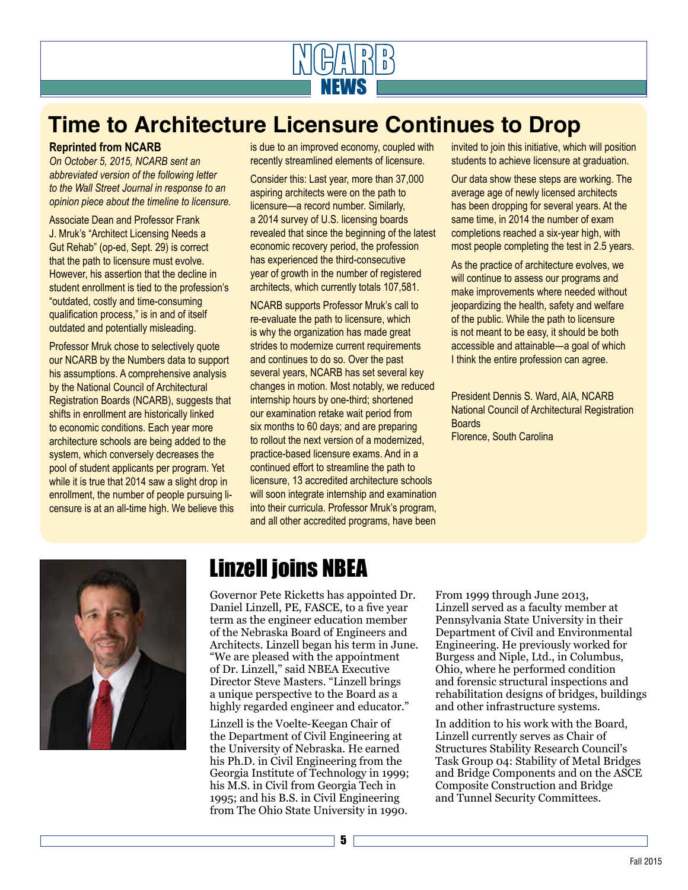# Time to Architecture Licensure Continues to Drop

**Reprinted from NCARB**

*On October 5, 2015, NCARB sent an abbreviated version of the following letter to the Wall Street Journal in response to an opinion piece about the timeline to licensure.*

Associate Dean and Professor Frank J. Mruk's "Architect Licensing Needs a Gut Rehab" (op-ed, Sept. 29) is correct that the path to licensure must evolve. However, his assertion that the decline in student enrollment is tied to the profession's "outdated, costly and time-consuming qualification process," is in and of itself outdated and potentially misleading.

Professor Mruk chose to selectively quote our NCARB by the Numbers data to support his assumptions. A comprehensive analysis by the National Council of Architectural Registration Boards (NCARB), suggests that shifts in enrollment are historically linked to economic conditions. Each year more architecture schools are being added to the system, which conversely decreases the pool of student applicants per program. Yet while it is true that 2014 saw a slight drop in enrollment, the number of people pursuing licensure is at an all-time high. We believe this is due to an improved economy, coupled with recently streamlined elements of licensure.

Consider this: Last year, more than 37,000 aspiring architects were on the path to licensure—a record number. Similarly, a 2014 survey of U.S. licensing boards revealed that since the beginning of the latest economic recovery period, the profession has experienced the third-consecutive year of growth in the number of registered architects, which currently totals 107,581.

NCARB supports Professor Mruk's call to re-evaluate the path to licensure, which is why the organization has made great strides to modernize current requirements and continues to do so. Over the past several years, NCARB has set several key changes in motion. Most notably, we reduced internship hours by one-third; shortened our examination retake wait period from six months to 60 days; and are preparing to rollout the next version of a modernized, practice-based licensure exams. And in a continued effort to streamline the path to licensure, 13 accredited architecture schools will soon integrate internship and examination into their curricula. Professor Mruk's program, and all other accredited programs, have been invited to join this initiative, which will position students to achieve licensure at graduation.

Our data show these steps are working. The average age of newly licensed architects has been dropping for several years. At the same time, in 2014 the number of exam completions reached a six-year high, with most people completing the test in 2.5 years.

As the practice of architecture evolves, we will continue to assess our programs and make improvements where needed without jeopardizing the health, safety and welfare of the public. While the path to licensure is not meant to be easy, it should be both accessible and attainable—a goal of which I think the entire profession can agree.

President Dennis S. Ward, AIA, NCARB
National Council of Architectural Registration Boards
Florence, South Carolina

# Linzell joins NBEA

Governor Pete Ricketts has appointed Dr. Daniel Linzell, PE, FASCE, to a five year term as the engineer education member of the Nebraska Board of Engineers and Architects. Linzell began his term in June. "We are pleased with the appointment of Dr. Linzell," said NBEA Executive Director Steve Masters. "Linzell brings a unique perspective to the Board as a highly regarded engineer and educator."

Linzell is the Voelte-Keegan Chair of the Department of Civil Engineering at the University of Nebraska. He earned his Ph.D. in Civil Engineering from the Georgia Institute of Technology in 1999; his M.S. in Civil from Georgia Tech in 1995; and his B.S. in Civil Engineering from The Ohio State University in 1990.

From 1999 through June 2013, Linzell served as a faculty member at Pennsylvania State University in their Department of Civil and Environmental Engineering. He previously worked for Burgess and Niple, Ltd., in Columbus, Ohio, where he performed condition and forensic structural inspections and rehabilitation designs of bridges, buildings and other infrastructure systems.

In addition to his work with the Board, Linzell currently serves as Chair of Structures Stability Research Council's Task Group 04: Stability of Metal Bridges and Bridge Components and on the ASCE Composite Construction and Bridge and Tunnel Security Committees.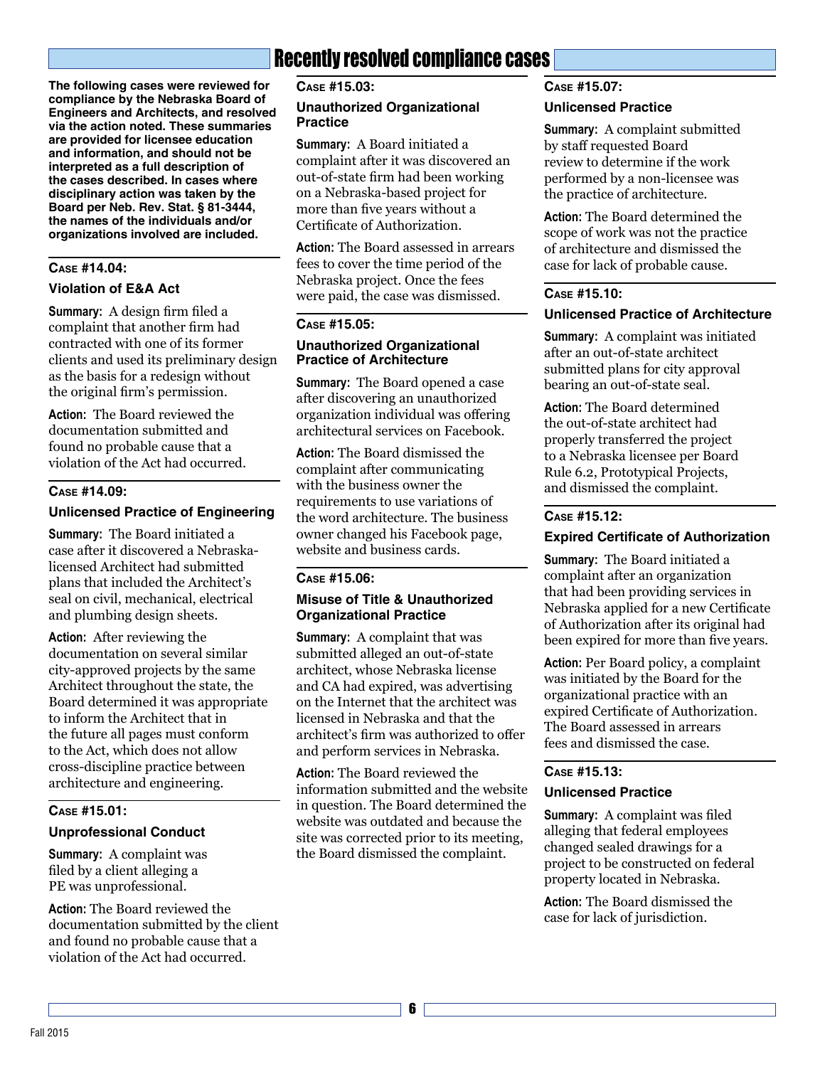# Recently resolved compliance cases

**The following cases were reviewed for compliance by the Nebraska Board of Engineers and Architects, and resolved via the action noted. These summaries are provided for licensee education and information, and should not be interpreted as a full description of the cases described. In cases where disciplinary action was taken by the Board per Neb. Rev. Stat. § 81-3444, the names of the individuals and/or organizations involved are included.**

## Case #14.04:

### Violation of E&A Act

**Summary:** A design firm filed a complaint that another firm had contracted with one of its former clients and used its preliminary design as the basis for a redesign without the original firm's permission.

**Action:** The Board reviewed the documentation submitted and found no probable cause that a violation of the Act had occurred.

## Case #14.09:

### Unlicensed Practice of Engineering

**Summary:** The Board initiated a case after it discovered a Nebraska-licensed Architect had submitted plans that included the Architect's seal on civil, mechanical, electrical and plumbing design sheets.

**Action:** After reviewing the documentation on several similar city-approved projects by the same Architect throughout the state, the Board determined it was appropriate to inform the Architect that in the future all pages must conform to the Act, which does not allow cross-discipline practice between architecture and engineering.

## Case #15.01:

### Unprofessional Conduct

**Summary:** A complaint was filed by a client alleging a PE was unprofessional.

**Action:** The Board reviewed the documentation submitted by the client and found no probable cause that a violation of the Act had occurred.

## Case #15.03:

### Unauthorized Organizational Practice

**Summary:** A Board initiated a complaint after it was discovered an out-of-state firm had been working on a Nebraska-based project for more than five years without a Certificate of Authorization.

**Action:** The Board assessed in arrears fees to cover the time period of the Nebraska project. Once the fees were paid, the case was dismissed.

## Case #15.05:

### Unauthorized Organizational Practice of Architecture

**Summary:** The Board opened a case after discovering an unauthorized organization individual was offering architectural services on Facebook.

**Action:** The Board dismissed the complaint after communicating with the business owner the requirements to use variations of the word architecture. The business owner changed his Facebook page, website and business cards.

## Case #15.06:

### Misuse of Title & Unauthorized Organizational Practice

**Summary:** A complaint that was submitted alleged an out-of-state architect, whose Nebraska license and CA had expired, was advertising on the Internet that the architect was licensed in Nebraska and that the architect's firm was authorized to offer and perform services in Nebraska.

**Action:** The Board reviewed the information submitted and the website in question. The Board determined the website was outdated and because the site was corrected prior to its meeting, the Board dismissed the complaint.

## Case #15.07:

### Unlicensed Practice

**Summary:** A complaint submitted by staff requested Board review to determine if the work performed by a non-licensee was the practice of architecture.

**Action:** The Board determined the scope of work was not the practice of architecture and dismissed the case for lack of probable cause.

## Case #15.10:

### Unlicensed Practice of Architecture

**Summary:** A complaint was initiated after an out-of-state architect submitted plans for city approval bearing an out-of-state seal.

**Action:** The Board determined the out-of-state architect had properly transferred the project to a Nebraska licensee per Board Rule 6.2, Prototypical Projects, and dismissed the complaint.

## Case #15.12:

### Expired Certificate of Authorization

**Summary:** The Board initiated a complaint after an organization that had been providing services in Nebraska applied for a new Certificate of Authorization after its original had been expired for more than five years.

**Action:** Per Board policy, a complaint was initiated by the Board for the organizational practice with an expired Certificate of Authorization. The Board assessed in arrears fees and dismissed the case.

## Case #15.13:

### Unlicensed Practice

**Summary:** A complaint was filed alleging that federal employees changed sealed drawings for a project to be constructed on federal property located in Nebraska.

**Action:** The Board dismissed the case for lack of jurisdiction.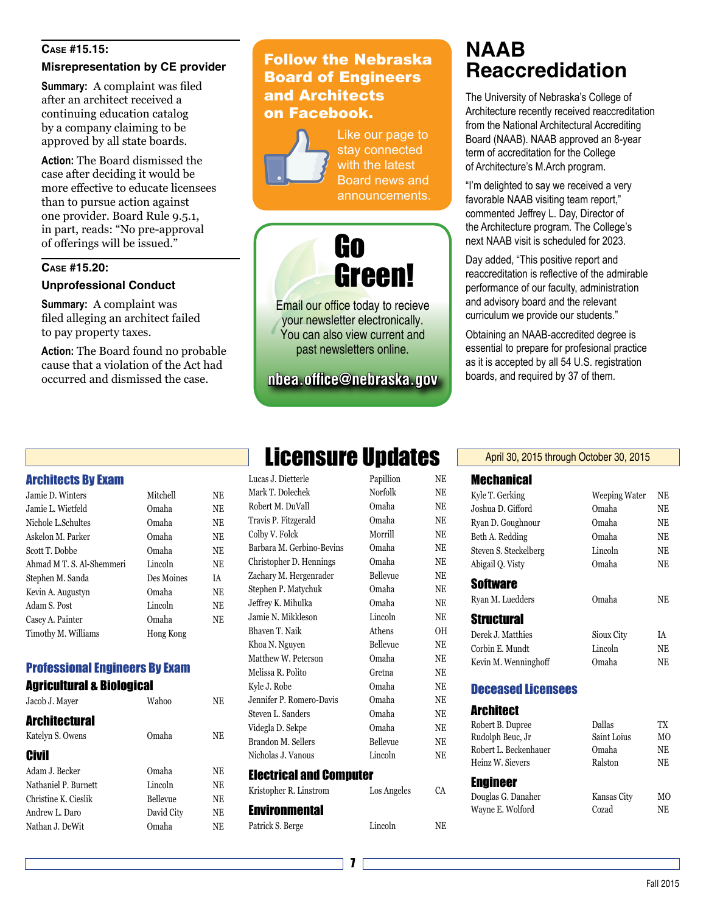**Case #15.15:**

**Misrepresentation by CE provider**

**Summary:** A complaint was filed after an architect received a continuing education catalog by a company claiming to be approved by all state boards.

**Action:** The Board dismissed the case after deciding it would be more effective to educate licensees than to pursue action against one provider. Board Rule 9.5.1, in part, reads: "No pre-approval of offerings will be issued."

**Case #15.20:**

**Unprofessional Conduct**

**Summary:** A complaint was filed alleging an architect failed to pay property taxes.

**Action:** The Board found no probable cause that a violation of the Act had occurred and dismissed the case.

## Follow the Nebraska Board of Engineers and Architects on Facebook.

Like our page to stay connected with the latest Board news and announcements.

## Go Green!

Email our office today to recieve your newsletter electronically. You can also view current and past newsletters online.

**nbea.office@nebraska.gov**

# NAAB Reaccredidation

The University of Nebraska's College of Architecture recently received reaccreditation from the National Architectural Accrediting Board (NAAB). NAAB approved an 8-year term of accreditation for the College of Architecture's M.Arch program.

"I'm delighted to say we received a very favorable NAAB visiting team report," commented Jeffrey L. Day, Director of the Architecture program. The College's next NAAB visit is scheduled for 2023.

Day added, "This positive report and reaccreditation is reflective of the admirable performance of our faculty, administration and advisory board and the relevant curriculum we provide our students."

Obtaining an NAAB-accredited degree is essential to prepare for profesional practice as it is accepted by all 54 U.S. registration boards, and required by 37 of them.

# Licensure Updates

April 30, 2015 through October 30, 2015

## Architects By Exam

| Name | City | State |
|---|---|---|
| Jamie D. Winters | Mitchell | NE |
| Jamie L. Wietfeld | Omaha | NE |
| Nichole L.Schultes | Omaha | NE |
| Askelon M. Parker | Omaha | NE |
| Scott T. Dobbe | Omaha | NE |
| Ahmad M T. S. Al-Shemmeri | Lincoln | NE |
| Stephen M. Sanda | Des Moines | IA |
| Kevin A. Augustyn | Omaha | NE |
| Adam S. Post | Lincoln | NE |
| Casey A. Painter | Omaha | NE |
| Timothy M. Williams | Hong Kong | |

## Professional Engineers By Exam

### Agricultural & Biological

| Name | City | State |
|---|---|---|
| Jacob J. Mayer | Wahoo | NE |

### Architectural

| Name | City | State |
|---|---|---|
| Katelyn S. Owens | Omaha | NE |

### Civil

| Name | City | State |
|---|---|---|
| Adam J. Becker | Omaha | NE |
| Nathaniel P. Burnett | Lincoln | NE |
| Christine K. Cieslik | Bellevue | NE |
| Andrew L. Daro | David City | NE |
| Nathan J. DeWit | Omaha | NE |
| Lucas J. Dietterle | Papillion | NE |
| Mark T. Dolechek | Norfolk | NE |
| Robert M. DuVall | Omaha | NE |
| Travis P. Fitzgerald | Omaha | NE |
| Colby V. Folck | Morrill | NE |
| Barbara M. Gerbino-Bevins | Omaha | NE |
| Christopher D. Hennings | Omaha | NE |
| Zachary M. Hergenrader | Bellevue | NE |
| Stephen P. Matychuk | Omaha | NE |
| Jeffrey K. Mihulka | Omaha | NE |
| Jamie N. Mikkleson | Lincoln | NE |
| Bhaven T. Naik | Athens | OH |
| Khoa N. Nguyen | Bellevue | NE |
| Matthew W. Peterson | Omaha | NE |
| Melissa R. Polito | Gretna | NE |
| Kyle J. Robe | Omaha | NE |
| Jennifer P. Romero-Davis | Omaha | NE |
| Steven L. Sanders | Omaha | NE |
| Videgla D. Sekpe | Omaha | NE |
| Brandon M. Sellers | Bellevue | NE |
| Nicholas J. Vanous | Lincoln | NE |

### Electrical and Computer

| Name | City | State |
|---|---|---|
| Kristopher R. Linstrom | Los Angeles | CA |

### Environmental

| Name | City | State |
|---|---|---|
| Patrick S. Berge | Lincoln | NE |

### Mechanical

| Name | City | State |
|---|---|---|
| Kyle T. Gerking | Weeping Water | NE |
| Joshua D. Gifford | Omaha | NE |
| Ryan D. Goughnour | Omaha | NE |
| Beth A. Redding | Omaha | NE |
| Steven S. Steckelberg | Lincoln | NE |
| Abigail Q. Visty | Omaha | NE |

### Software

| Name | City | State |
|---|---|---|
| Ryan M. Luedders | Omaha | NE |

### Structural

| Name | City | State |
|---|---|---|
| Derek J. Matthies | Sioux City | IA |
| Corbin E. Mundt | Lincoln | NE |
| Kevin M. Wenninghoff | Omaha | NE |

## Deceased Licensees

### Architect

| Name | City | State |
|---|---|---|
| Robert B. Dupree | Dallas | TX |
| Rudolph Beuc, Jr | Saint Loius | MO |
| Robert L. Beckenhauer | Omaha | NE |
| Heinz W. Sievers | Ralston | NE |

### Engineer

| Name | City | State |
|---|---|---|
| Douglas G. Danaher | Kansas City | MO |
| Wayne E. Wolford | Cozad | NE |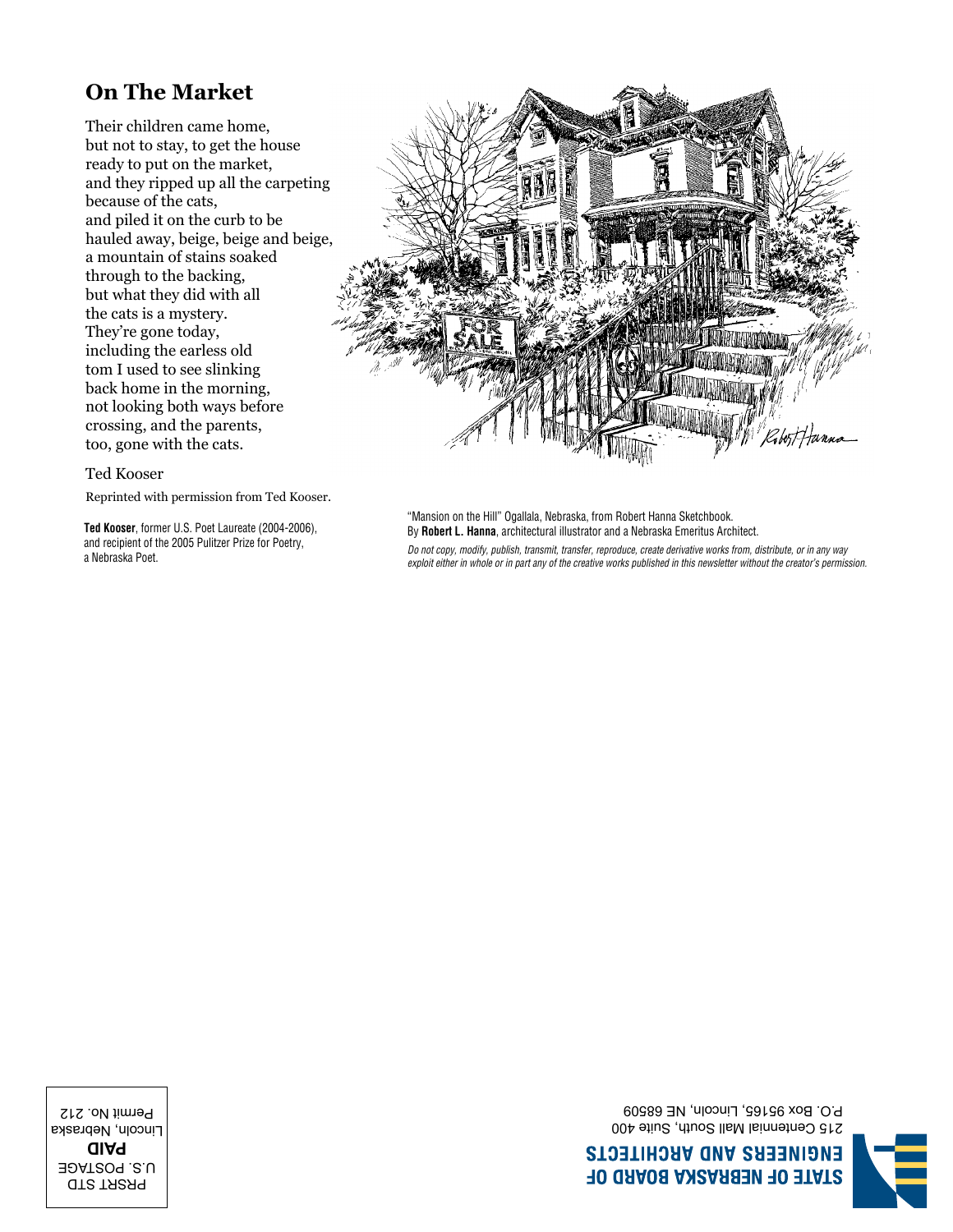## On The Market

Their children came home,
but not to stay, to get the house
ready to put on the market,
and they ripped up all the carpeting
because of the cats,
and piled it on the curb to be
hauled away, beige, beige and beige,
a mountain of stains soaked
through to the backing,
but what they did with all
the cats is a mystery.
They're gone today,
including the earless old
tom I used to see slinking
back home in the morning,
not looking both ways before
crossing, and the parents,
too, gone with the cats.

Ted Kooser

Reprinted with permission from Ted Kooser.

**Ted Kooser**, former U.S. Poet Laureate (2004-2006), and recipient of the 2005 Pulitzer Prize for Poetry, a Nebraska Poet.

"Mansion on the Hill" Ogallala, Nebraska, from Robert Hanna Sketchbook.
By **Robert L. Hanna**, architectural illustrator and a Nebraska Emeritus Architect.

*Do not copy, modify, publish, transmit, transfer, reproduce, create derivative works from, distribute, or in any way exploit either in whole or in part any of the creative works published in this newsletter without the creator's permission.*

**STATE OF NEBRASKA BOARD OF ENGINEERS AND ARCHITECTS**
215 Centennial Mall South, Suite 400
P.O. Box 95165, Lincoln, NE 68509

PRSRT STD
U.S. POSTAGE
**PAID**
Lincoln, Nebraska
Permit No. 212